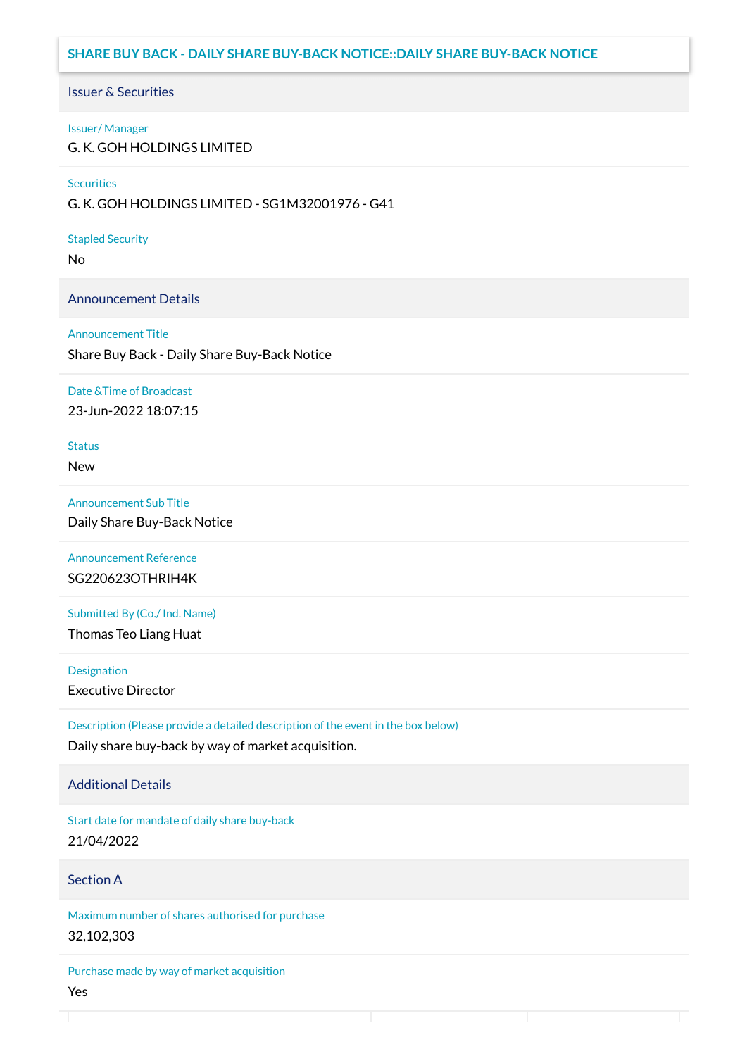# SHARE BUY BACK - DAILY SHARE BUY-BACK NOTICE::DAILY SHARE BUY-BACK NOTICE

## Issuer & Securities

**Issuer/ Manager**

G. K. GOH HOLDINGS LIMITED

**Securities**

G. K. GOH HOLDINGS LIMITED - SG1M32001976 - G41

**Stapled Security**

No

## Announcement Details

**Announcement Title**

Share Buy Back - Daily Share Buy-Back Notice

**Date &Time of Broadcast**

23-Jun-2022 18:07:15

**Status**

New

**Announcement Sub Title**

Daily Share Buy-Back Notice

**Announcement Reference**

SG220623OTHRIH4K

**Submitted By (Co./ Ind. Name)**

Thomas Teo Liang Huat

**Designation**

Executive Director

**Description (Please provide a detailed description of the event in the box below)**

Daily share buy-back by way of market acquisition.

## Additional Details

**Start date for mandate of daily share buy-back**

21/04/2022

## Section A

**Maximum number of shares authorised for purchase**

32,102,303

**Purchase made by way of market acquisition**

Yes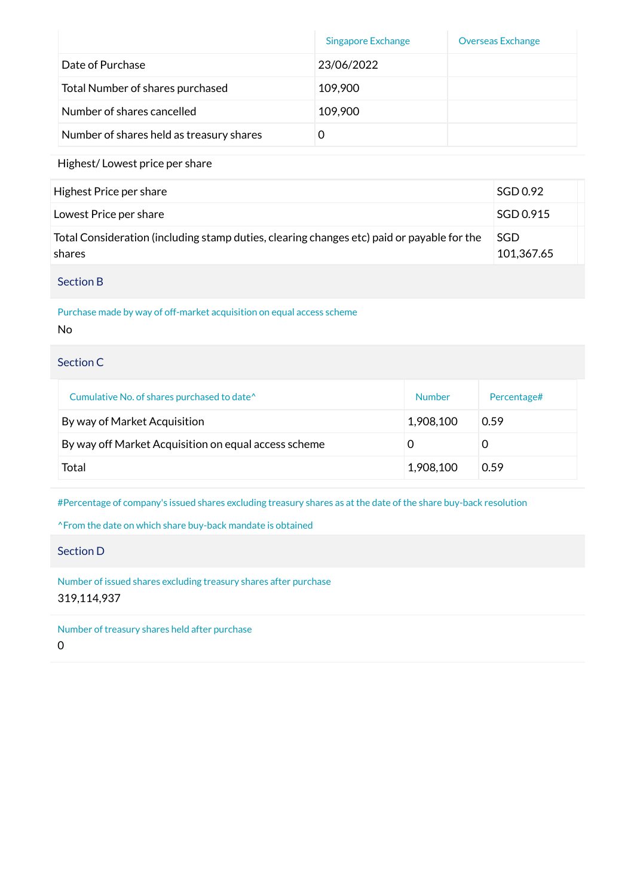| | Singapore Exchange | Overseas Exchange |
|---|---|---|
| Date of Purchase | 23/06/2022 | |
| Total Number of shares purchased | 109,900 | |
| Number of shares cancelled | 109,900 | |
| Number of shares held as treasury shares | 0 | |

Highest/ Lowest price per share

| | |
|---|---|
| Highest Price per share | SGD 0.92 |
| Lowest Price per share | SGD 0.915 |
| Total Consideration (including stamp duties, clearing changes etc) paid or payable for the shares | SGD 101,367.65 |

## Section B

Purchase made by way of off-market acquisition on equal access scheme

No

## Section C

| Cumulative No. of shares purchased to date^ | Number | Percentage# |
|---|---|---|
| By way of Market Acquisition | 1,908,100 | 0.59 |
| By way off Market Acquisition on equal access scheme | 0 | 0 |
| Total | 1,908,100 | 0.59 |

#Percentage of company's issued shares excluding treasury shares as at the date of the share buy-back resolution

^From the date on which share buy-back mandate is obtained

## Section D

Number of issued shares excluding treasury shares after purchase

319,114,937

Number of treasury shares held after purchase

0